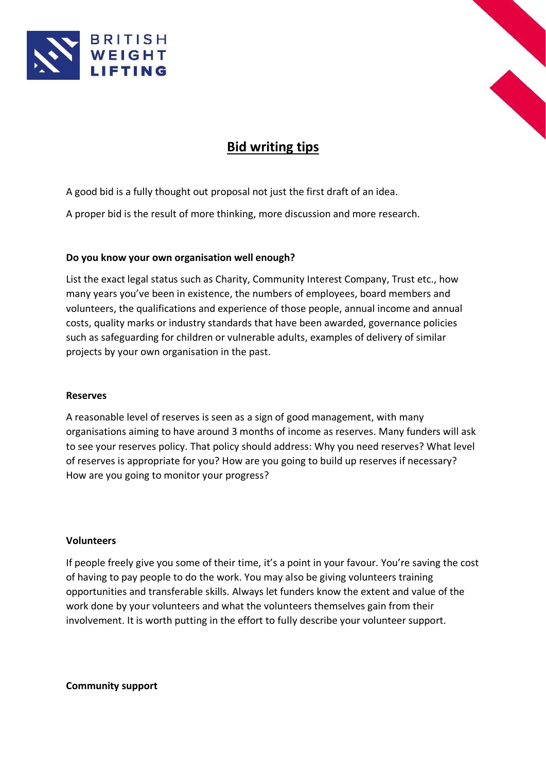# Bid writing tips

A good bid is a fully thought out proposal not just the first draft of an idea.

A proper bid is the result of more thinking, more discussion and more research.

**Do you know your own organisation well enough?**

List the exact legal status such as Charity, Community Interest Company, Trust etc., how many years you've been in existence, the numbers of employees, board members and volunteers, the qualifications and experience of those people, annual income and annual costs, quality marks or industry standards that have been awarded, governance policies such as safeguarding for children or vulnerable adults, examples of delivery of similar projects by your own organisation in the past.

**Reserves**

A reasonable level of reserves is seen as a sign of good management, with many organisations aiming to have around 3 months of income as reserves. Many funders will ask to see your reserves policy. That policy should address: Why you need reserves? What level of reserves is appropriate for you? How are you going to build up reserves if necessary? How are you going to monitor your progress?

**Volunteers**

If people freely give you some of their time, it's a point in your favour. You're saving the cost of having to pay people to do the work. You may also be giving volunteers training opportunities and transferable skills. Always let funders know the extent and value of the work done by your volunteers and what the volunteers themselves gain from their involvement. It is worth putting in the effort to fully describe your volunteer support.

**Community support**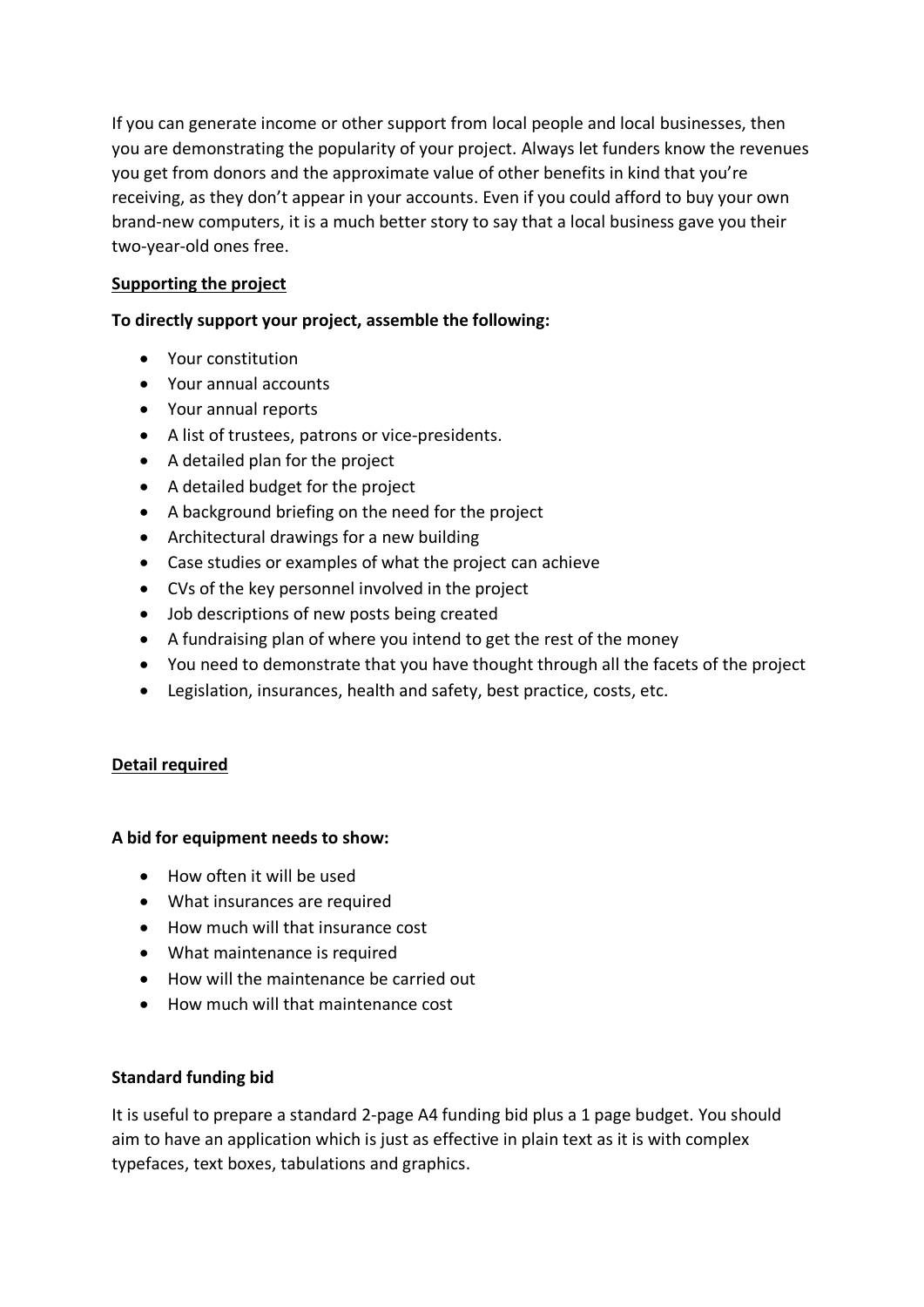If you can generate income or other support from local people and local businesses, then you are demonstrating the popularity of your project. Always let funders know the revenues you get from donors and the approximate value of other benefits in kind that you're receiving, as they don't appear in your accounts. Even if you could afford to buy your own brand-new computers, it is a much better story to say that a local business gave you their two-year-old ones free.

**Supporting the project**

**To directly support your project, assemble the following:**

- Your constitution
- Your annual accounts
- Your annual reports
- A list of trustees, patrons or vice-presidents.
- A detailed plan for the project
- A detailed budget for the project
- A background briefing on the need for the project
- Architectural drawings for a new building
- Case studies or examples of what the project can achieve
- CVs of the key personnel involved in the project
- Job descriptions of new posts being created
- A fundraising plan of where you intend to get the rest of the money
- You need to demonstrate that you have thought through all the facets of the project
- Legislation, insurances, health and safety, best practice, costs, etc.

**Detail required**

**A bid for equipment needs to show:**

- How often it will be used
- What insurances are required
- How much will that insurance cost
- What maintenance is required
- How will the maintenance be carried out
- How much will that maintenance cost

**Standard funding bid**

It is useful to prepare a standard 2-page A4 funding bid plus a 1 page budget. You should aim to have an application which is just as effective in plain text as it is with complex typefaces, text boxes, tabulations and graphics.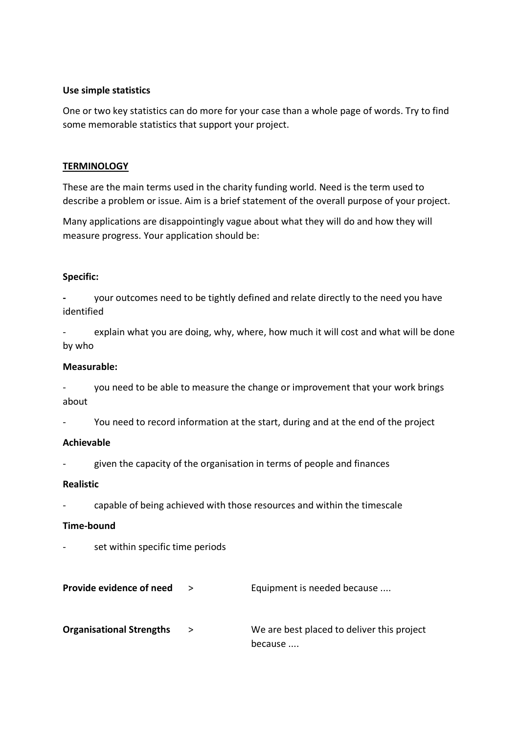**Use simple statistics**

One or two key statistics can do more for your case than a whole page of words. Try to find some memorable statistics that support your project.

## TERMINOLOGY

These are the main terms used in the charity funding world. Need is the term used to describe a problem or issue. Aim is a brief statement of the overall purpose of your project.

Many applications are disappointingly vague about what they will do and how they will measure progress. Your application should be:

**Specific:**

- your outcomes need to be tightly defined and relate directly to the need you have identified
- explain what you are doing, why, where, how much it will cost and what will be done by who

**Measurable:**

- you need to be able to measure the change or improvement that your work brings about
- You need to record information at the start, during and at the end of the project

**Achievable**

- given the capacity of the organisation in terms of people and finances

**Realistic**

- capable of being achieved with those resources and within the timescale

**Time-bound**

- set within specific time periods

**Provide evidence of need** > Equipment is needed because ....

**Organisational Strengths** > We are best placed to deliver this project because ....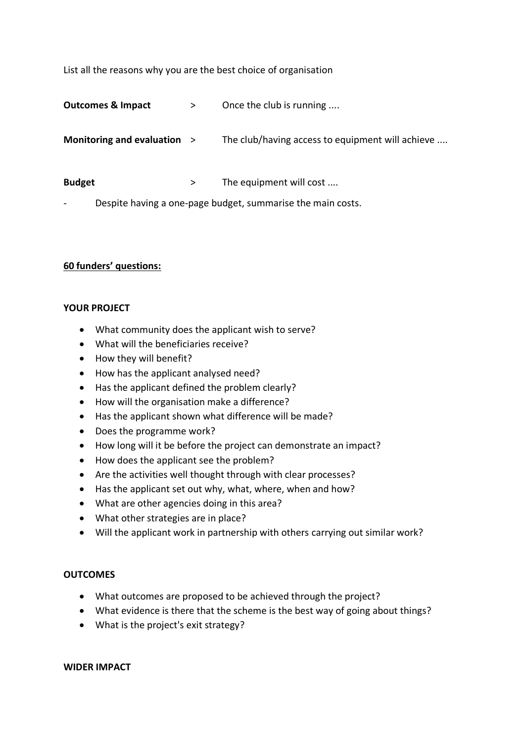List all the reasons why you are the best choice of organisation

**Outcomes & Impact** > Once the club is running ....

**Monitoring and evaluation** > The club/having access to equipment will achieve ....

**Budget** > The equipment will cost ....

- Despite having a one-page budget, summarise the main costs.

**<u>60 funders' questions:</u>**

**YOUR PROJECT**

- What community does the applicant wish to serve?
- What will the beneficiaries receive?
- How they will benefit?
- How has the applicant analysed need?
- Has the applicant defined the problem clearly?
- How will the organisation make a difference?
- Has the applicant shown what difference will be made?
- Does the programme work?
- How long will it be before the project can demonstrate an impact?
- How does the applicant see the problem?
- Are the activities well thought through with clear processes?
- Has the applicant set out why, what, where, when and how?
- What are other agencies doing in this area?
- What other strategies are in place?
- Will the applicant work in partnership with others carrying out similar work?

**OUTCOMES**

- What outcomes are proposed to be achieved through the project?
- What evidence is there that the scheme is the best way of going about things?
- What is the project's exit strategy?

**WIDER IMPACT**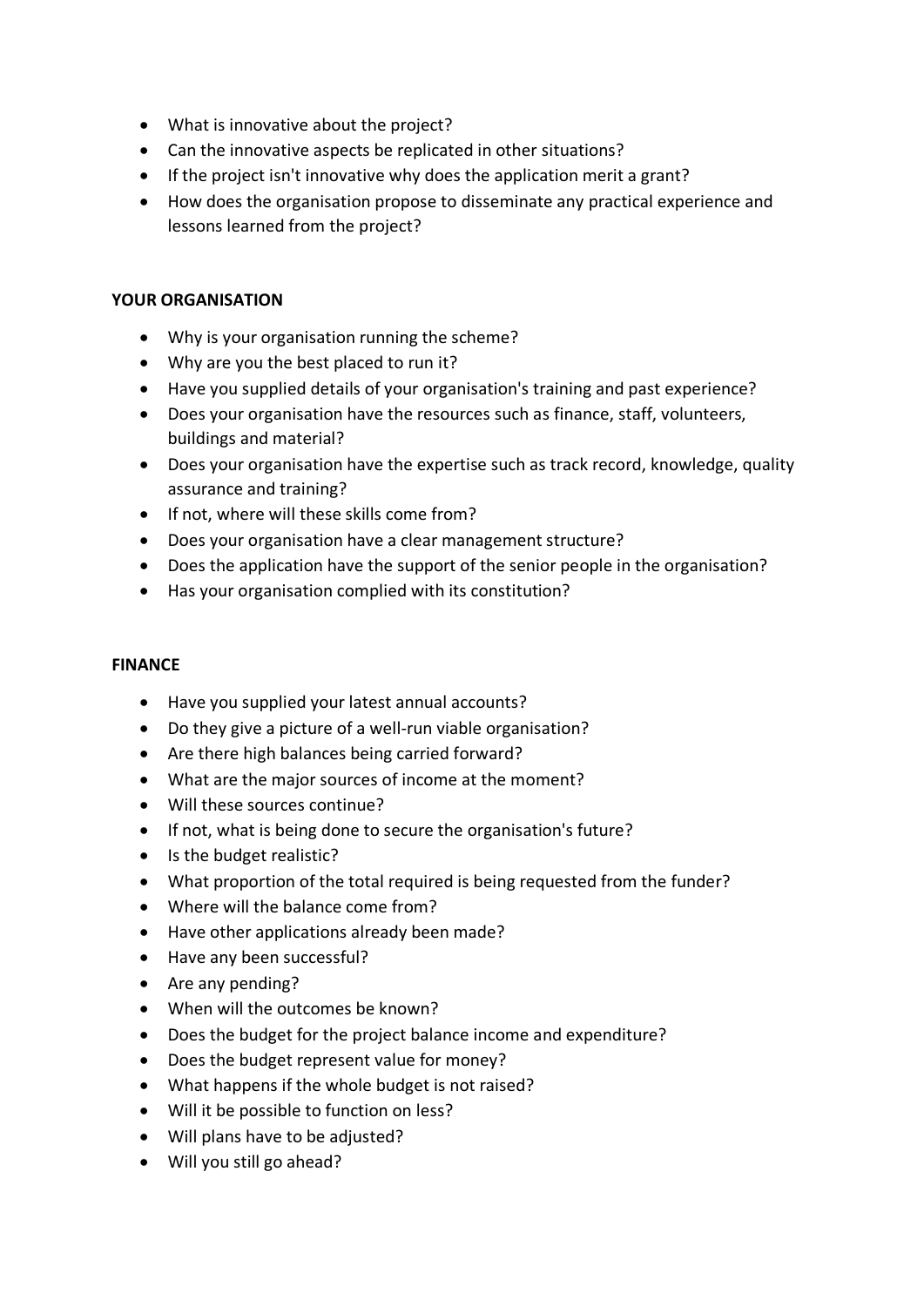- What is innovative about the project?
- Can the innovative aspects be replicated in other situations?
- If the project isn't innovative why does the application merit a grant?
- How does the organisation propose to disseminate any practical experience and lessons learned from the project?

**YOUR ORGANISATION**

- Why is your organisation running the scheme?
- Why are you the best placed to run it?
- Have you supplied details of your organisation's training and past experience?
- Does your organisation have the resources such as finance, staff, volunteers, buildings and material?
- Does your organisation have the expertise such as track record, knowledge, quality assurance and training?
- If not, where will these skills come from?
- Does your organisation have a clear management structure?
- Does the application have the support of the senior people in the organisation?
- Has your organisation complied with its constitution?

**FINANCE**

- Have you supplied your latest annual accounts?
- Do they give a picture of a well-run viable organisation?
- Are there high balances being carried forward?
- What are the major sources of income at the moment?
- Will these sources continue?
- If not, what is being done to secure the organisation's future?
- Is the budget realistic?
- What proportion of the total required is being requested from the funder?
- Where will the balance come from?
- Have other applications already been made?
- Have any been successful?
- Are any pending?
- When will the outcomes be known?
- Does the budget for the project balance income and expenditure?
- Does the budget represent value for money?
- What happens if the whole budget is not raised?
- Will it be possible to function on less?
- Will plans have to be adjusted?
- Will you still go ahead?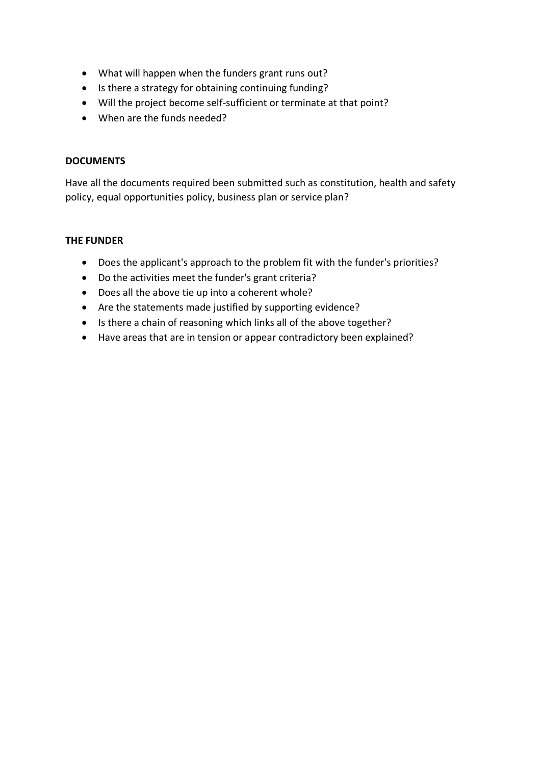- What will happen when the funders grant runs out?
- Is there a strategy for obtaining continuing funding?
- Will the project become self-sufficient or terminate at that point?
- When are the funds needed?

**DOCUMENTS**

Have all the documents required been submitted such as constitution, health and safety policy, equal opportunities policy, business plan or service plan?

**THE FUNDER**

- Does the applicant's approach to the problem fit with the funder's priorities?
- Do the activities meet the funder's grant criteria?
- Does all the above tie up into a coherent whole?
- Are the statements made justified by supporting evidence?
- Is there a chain of reasoning which links all of the above together?
- Have areas that are in tension or appear contradictory been explained?